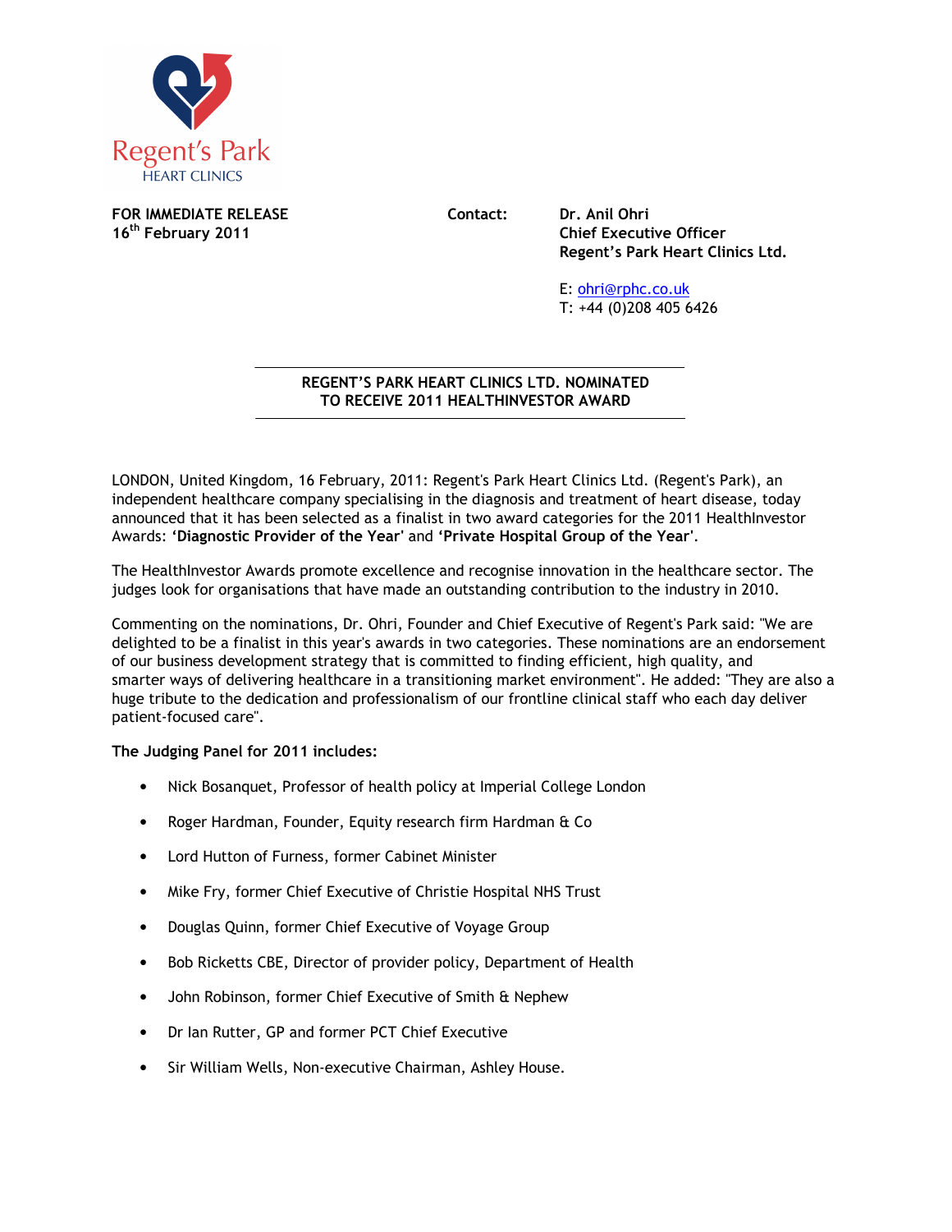Regent's Park
HEART CLINICS

**FOR IMMEDIATE RELEASE**
**16th February 2011**

**Contact:** **Dr. Anil Ohri**
**Chief Executive Officer**
**Regent's Park Heart Clinics Ltd.**

E: ohri@rphc.co.uk
T: +44 (0)208 405 6426

## REGENT'S PARK HEART CLINICS LTD. NOMINATED TO RECEIVE 2011 HEALTHINVESTOR AWARD

LONDON, United Kingdom, 16 February, 2011: Regent's Park Heart Clinics Ltd. (Regent's Park), an independent healthcare company specialising in the diagnosis and treatment of heart disease, today announced that it has been selected as a finalist in two award categories for the 2011 HealthInvestor Awards: **'Diagnostic Provider of the Year'** and **'Private Hospital Group of the Year'**.

The HealthInvestor Awards promote excellence and recognise innovation in the healthcare sector. The judges look for organisations that have made an outstanding contribution to the industry in 2010.

Commenting on the nominations, Dr. Ohri, Founder and Chief Executive of Regent's Park said: "We are delighted to be a finalist in this year's awards in two categories. These nominations are an endorsement of our business development strategy that is committed to finding efficient, high quality, and smarter ways of delivering healthcare in a transitioning market environment". He added: "They are also a huge tribute to the dedication and professionalism of our frontline clinical staff who each day deliver patient-focused care".

**The Judging Panel for 2011 includes:**

- Nick Bosanquet, Professor of health policy at Imperial College London
- Roger Hardman, Founder, Equity research firm Hardman & Co
- Lord Hutton of Furness, former Cabinet Minister
- Mike Fry, former Chief Executive of Christie Hospital NHS Trust
- Douglas Quinn, former Chief Executive of Voyage Group
- Bob Ricketts CBE, Director of provider policy, Department of Health
- John Robinson, former Chief Executive of Smith & Nephew
- Dr Ian Rutter, GP and former PCT Chief Executive
- Sir William Wells, Non-executive Chairman, Ashley House.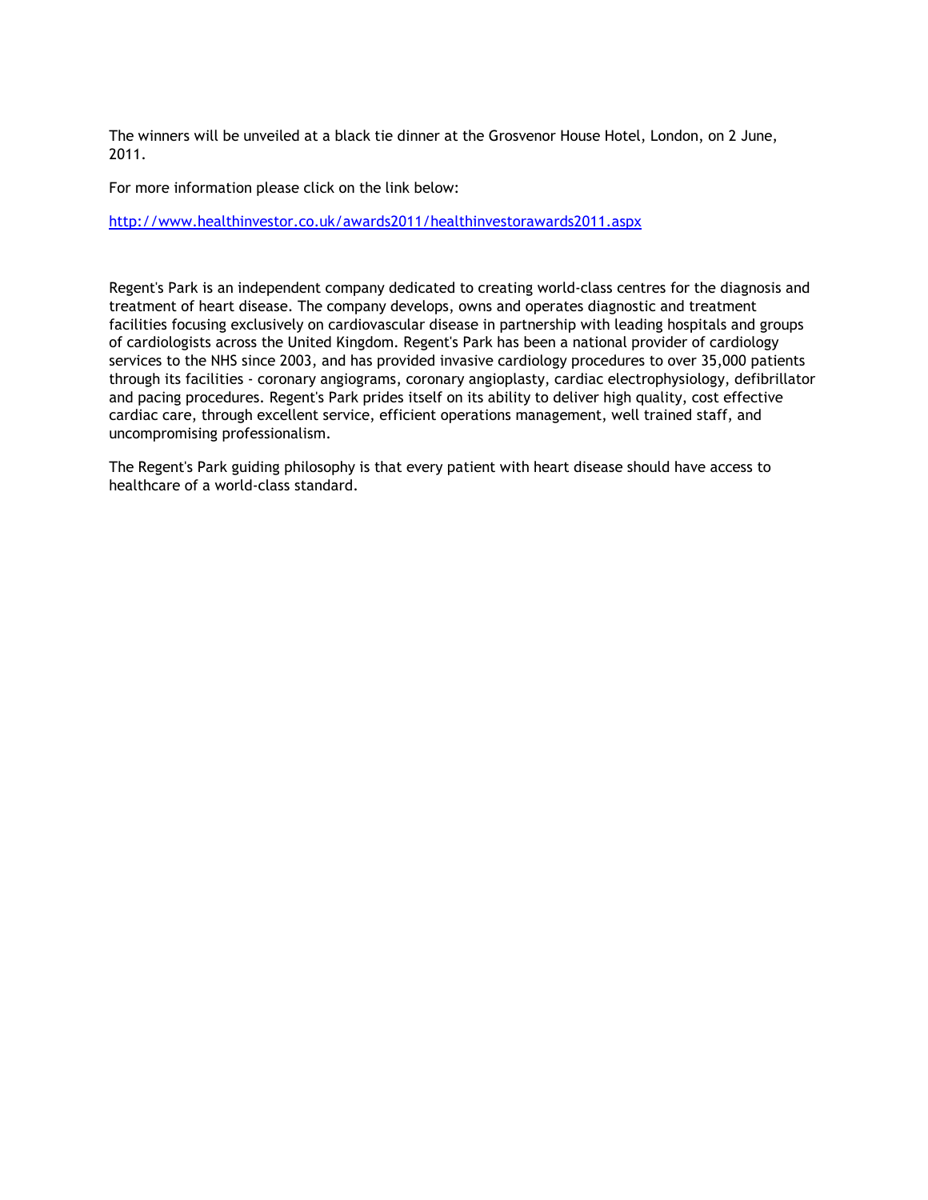The winners will be unveiled at a black tie dinner at the Grosvenor House Hotel, London, on 2 June, 2011.

For more information please click on the link below:

[http://www.healthinvestor.co.uk/awards2011/healthinvestorawards2011.aspx](http://www.healthinvestor.co.uk/awards2011/healthinvestorawards2011.aspx)

Regent's Park is an independent company dedicated to creating world-class centres for the diagnosis and treatment of heart disease. The company develops, owns and operates diagnostic and treatment facilities focusing exclusively on cardiovascular disease in partnership with leading hospitals and groups of cardiologists across the United Kingdom. Regent's Park has been a national provider of cardiology services to the NHS since 2003, and has provided invasive cardiology procedures to over 35,000 patients through its facilities - coronary angiograms, coronary angioplasty, cardiac electrophysiology, defibrillator and pacing procedures. Regent's Park prides itself on its ability to deliver high quality, cost effective cardiac care, through excellent service, efficient operations management, well trained staff, and uncompromising professionalism.

The Regent's Park guiding philosophy is that every patient with heart disease should have access to healthcare of a world-class standard.